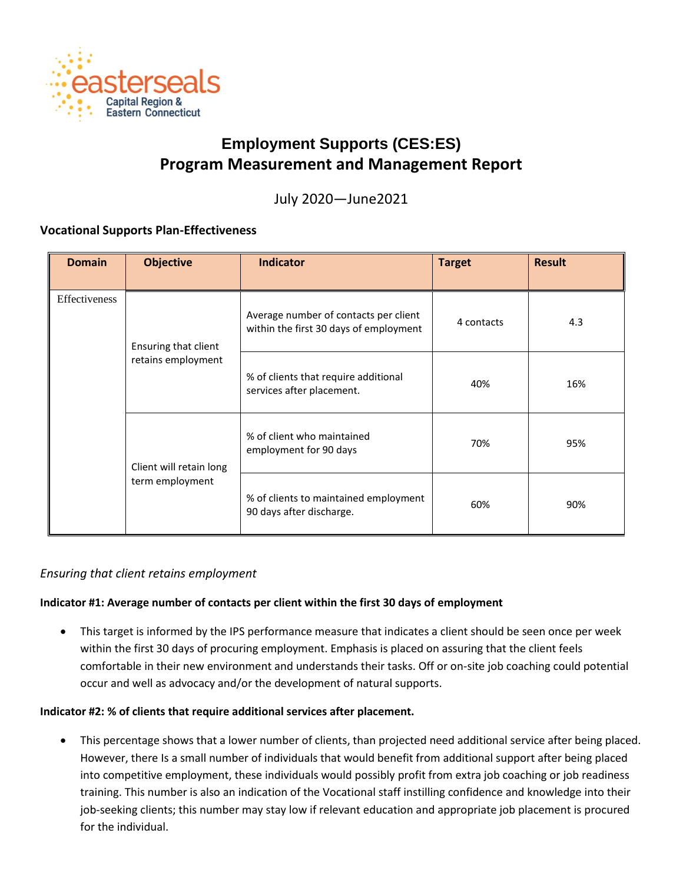# Employment Supports (CES:ES)
# Program Measurement and Management Report

July 2020—June2021

**Vocational Supports Plan-Effectiveness**

| Domain | Objective | Indicator | Target | Result |
|---|---|---|---|---|
| Effectiveness | Ensuring that client retains employment | Average number of contacts per client within the first 30 days of employment | 4 contacts | 4.3 |
| | | % of clients that require additional services after placement. | 40% | 16% |
| | Client will retain long term employment | % of client who maintained employment for 90 days | 70% | 95% |
| | | % of clients to maintained employment 90 days after discharge. | 60% | 90% |

*Ensuring that client retains employment*

**Indicator #1: Average number of contacts per client within the first 30 days of employment**

- This target is informed by the IPS performance measure that indicates a client should be seen once per week within the first 30 days of procuring employment. Emphasis is placed on assuring that the client feels comfortable in their new environment and understands their tasks. Off or on-site job coaching could potential occur and well as advocacy and/or the development of natural supports.

**Indicator #2: % of clients that require additional services after placement.**

- This percentage shows that a lower number of clients, than projected need additional service after being placed. However, there Is a small number of individuals that would benefit from additional support after being placed into competitive employment, these individuals would possibly profit from extra job coaching or job readiness training. This number is also an indication of the Vocational staff instilling confidence and knowledge into their job-seeking clients; this number may stay low if relevant education and appropriate job placement is procured for the individual.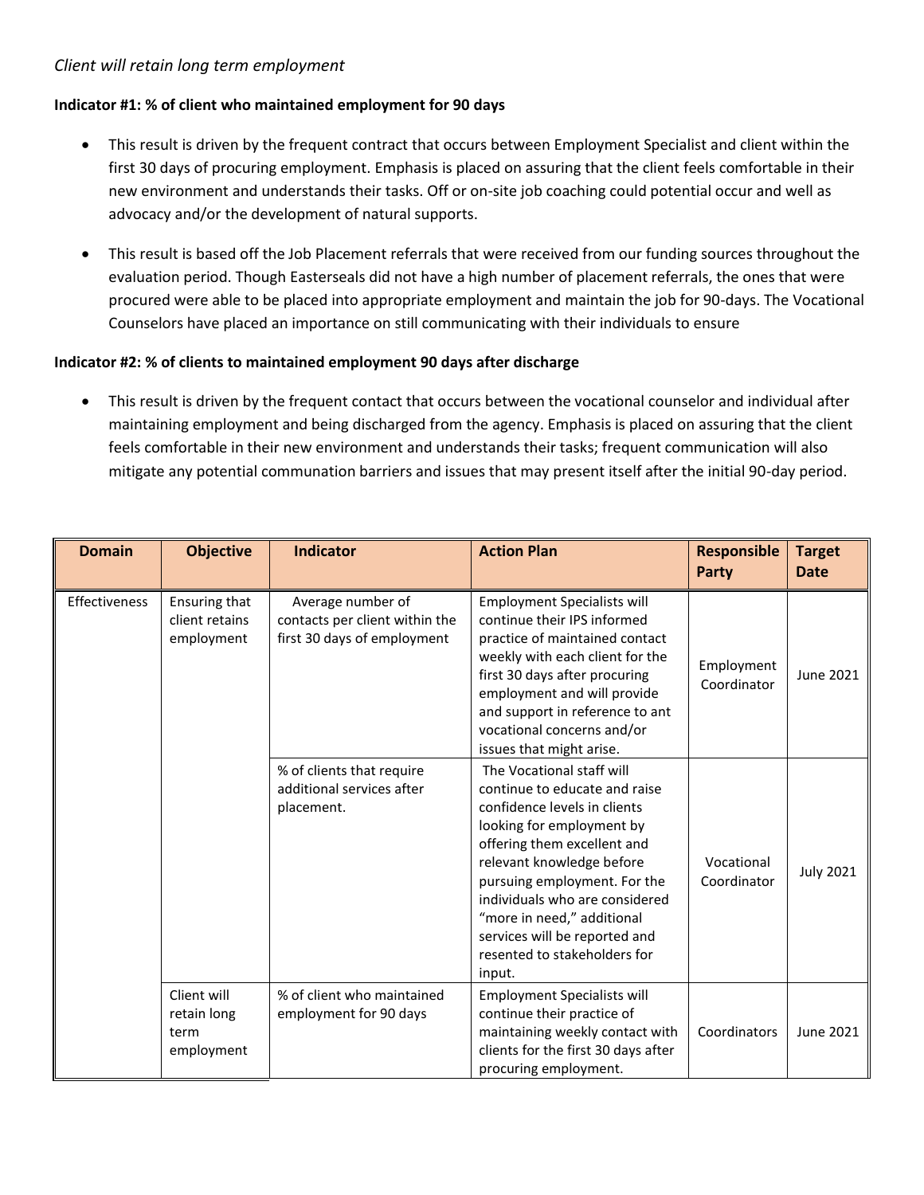*Client will retain long term employment*

**Indicator #1: % of client who maintained employment for 90 days**

- This result is driven by the frequent contract that occurs between Employment Specialist and client within the first 30 days of procuring employment. Emphasis is placed on assuring that the client feels comfortable in their new environment and understands their tasks. Off or on-site job coaching could potential occur and well as advocacy and/or the development of natural supports.
- This result is based off the Job Placement referrals that were received from our funding sources throughout the evaluation period. Though Easterseals did not have a high number of placement referrals, the ones that were procured were able to be placed into appropriate employment and maintain the job for 90-days. The Vocational Counselors have placed an importance on still communicating with their individuals to ensure

**Indicator #2: % of clients to maintained employment 90 days after discharge**

- This result is driven by the frequent contact that occurs between the vocational counselor and individual after maintaining employment and being discharged from the agency. Emphasis is placed on assuring that the client feels comfortable in their new environment and understands their tasks; frequent communication will also mitigate any potential communation barriers and issues that may present itself after the initial 90-day period.

| Domain | Objective | Indicator | Action Plan | Responsible Party | Target Date |
|---|---|---|---|---|---|
| Effectiveness | Ensuring that client retains employment | Average number of contacts per client within the first 30 days of employment | Employment Specialists will continue their IPS informed practice of maintained contact weekly with each client for the first 30 days after procuring employment and will provide and support in reference to ant vocational concerns and/or issues that might arise. | Employment Coordinator | June 2021 |
| | | % of clients that require additional services after placement. | The Vocational staff will continue to educate and raise confidence levels in clients looking for employment by offering them excellent and relevant knowledge before pursuing employment. For the individuals who are considered "more in need," additional services will be reported and resented to stakeholders for input. | Vocational Coordinator | July 2021 |
| | Client will retain long term employment | % of client who maintained employment for 90 days | Employment Specialists will continue their practice of maintaining weekly contact with clients for the first 30 days after procuring employment. | Coordinators | June 2021 |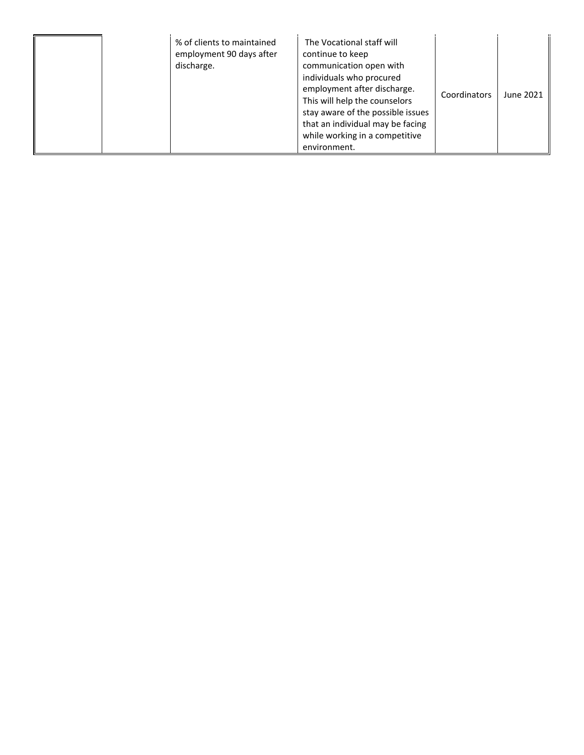| | | | | | |
|---|---|---|---|---|---|
| | | % of clients to maintained employment 90 days after discharge. | The Vocational staff will continue to keep communication open with individuals who procured employment after discharge. This will help the counselors stay aware of the possible issues that an individual may be facing while working in a competitive environment. | Coordinators | June 2021 |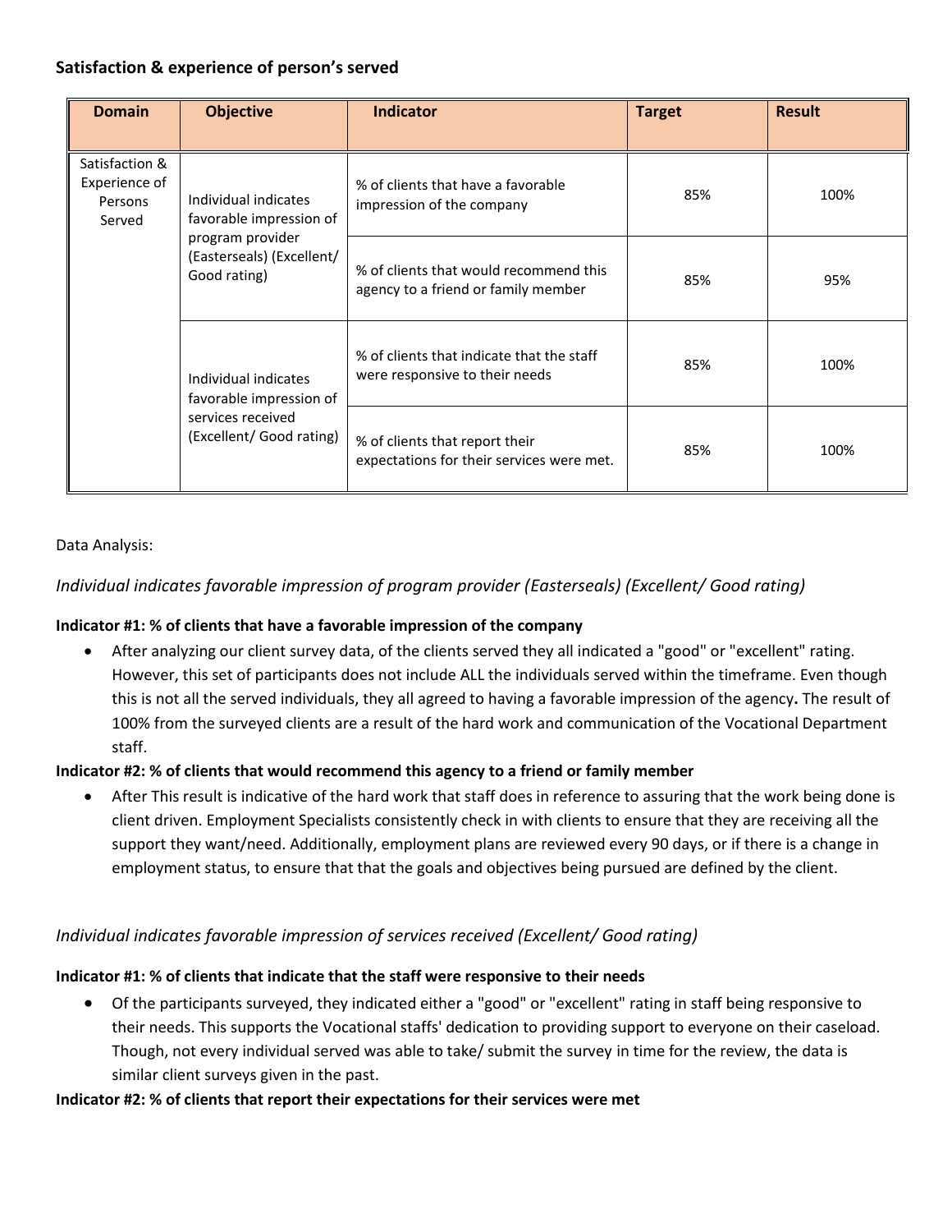**Satisfaction & experience of person's served**

| Domain | Objective | Indicator | Target | Result |
|---|---|---|---|---|
| Satisfaction & Experience of Persons Served | Individual indicates favorable impression of program provider (Easterseals) (Excellent/ Good rating) | % of clients that have a favorable impression of the company | 85% | 100% |
| | | % of clients that would recommend this agency to a friend or family member | 85% | 95% |
| | Individual indicates favorable impression of services received (Excellent/ Good rating) | % of clients that indicate that the staff were responsive to their needs | 85% | 100% |
| | | % of clients that report their expectations for their services were met. | 85% | 100% |

Data Analysis:

*Individual indicates favorable impression of program provider (Easterseals) (Excellent/ Good rating)*

**Indicator #1: % of clients that have a favorable impression of the company**

- After analyzing our client survey data, of the clients served they all indicated a "good" or "excellent" rating. However, this set of participants does not include ALL the individuals served within the timeframe. Even though this is not all the served individuals, they all agreed to having a favorable impression of the agency**.** The result of 100% from the surveyed clients are a result of the hard work and communication of the Vocational Department staff.

**Indicator #2: % of clients that would recommend this agency to a friend or family member**

- After This result is indicative of the hard work that staff does in reference to assuring that the work being done is client driven. Employment Specialists consistently check in with clients to ensure that they are receiving all the support they want/need. Additionally, employment plans are reviewed every 90 days, or if there is a change in employment status, to ensure that that the goals and objectives being pursued are defined by the client.

*Individual indicates favorable impression of services received (Excellent/ Good rating)*

**Indicator #1: % of clients that indicate that the staff were responsive to their needs**

- Of the participants surveyed, they indicated either a "good" or "excellent" rating in staff being responsive to their needs. This supports the Vocational staffs' dedication to providing support to everyone on their caseload. Though, not every individual served was able to take/ submit the survey in time for the review, the data is similar client surveys given in the past.

**Indicator #2: % of clients that report their expectations for their services were met**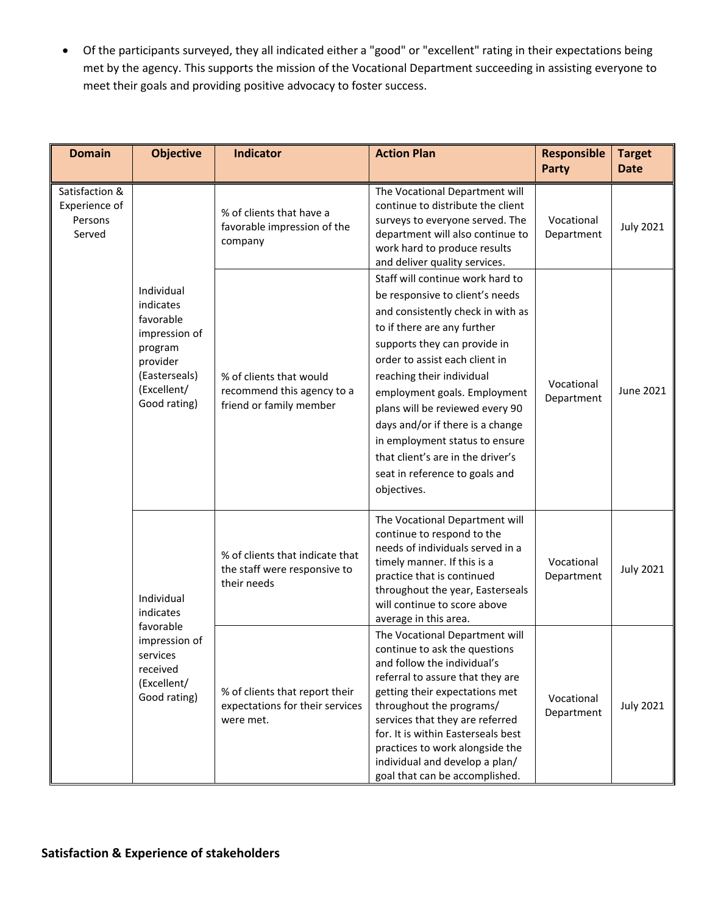- Of the participants surveyed, they all indicated either a "good" or "excellent" rating in their expectations being met by the agency. This supports the mission of the Vocational Department succeeding in assisting everyone to meet their goals and providing positive advocacy to foster success.

| Domain | Objective | Indicator | Action Plan | Responsible Party | Target Date |
|---|---|---|---|---|---|
| Satisfaction & Experience of Persons Served | Individual indicates favorable impression of program provider (Easterseals) (Excellent/ Good rating) | % of clients that have a favorable impression of the company | The Vocational Department will continue to distribute the client surveys to everyone served. The department will also continue to work hard to produce results and deliver quality services. | Vocational Department | July 2021 |
| | | % of clients that would recommend this agency to a friend or family member | Staff will continue work hard to be responsive to client's needs and consistently check in with as to if there are any further supports they can provide in order to assist each client in reaching their individual employment goals. Employment plans will be reviewed every 90 days and/or if there is a change in employment status to ensure that client's are in the driver's seat in reference to goals and objectives. | Vocational Department | June 2021 |
| | Individual indicates favorable impression of services received (Excellent/ Good rating) | % of clients that indicate that the staff were responsive to their needs | The Vocational Department will continue to respond to the needs of individuals served in a timely manner. If this is a practice that is continued throughout the year, Easterseals will continue to score above average in this area. | Vocational Department | July 2021 |
| | | % of clients that report their expectations for their services were met. | The Vocational Department will continue to ask the questions and follow the individual's referral to assure that they are getting their expectations met throughout the programs/ services that they are referred for. It is within Easterseals best practices to work alongside the individual and develop a plan/ goal that can be accomplished. | Vocational Department | July 2021 |

**Satisfaction & Experience of stakeholders**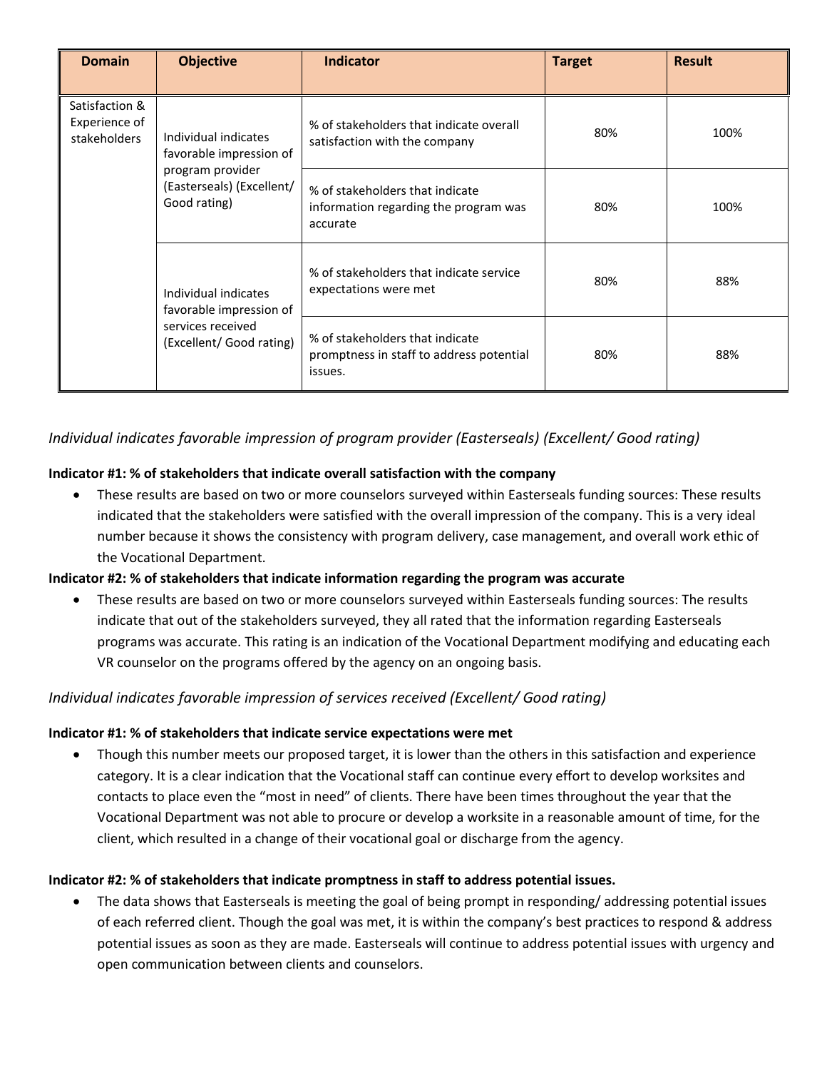| Domain | Objective | Indicator | Target | Result |
| --- | --- | --- | --- | --- |
| Satisfaction & Experience of stakeholders | Individual indicates favorable impression of program provider (Easterseals) (Excellent/ Good rating) | % of stakeholders that indicate overall satisfaction with the company | 80% | 100% |
| | | % of stakeholders that indicate information regarding the program was accurate | 80% | 100% |
| | Individual indicates favorable impression of services received (Excellent/ Good rating) | % of stakeholders that indicate service expectations were met | 80% | 88% |
| | | % of stakeholders that indicate promptness in staff to address potential issues. | 80% | 88% |

*Individual indicates favorable impression of program provider (Easterseals) (Excellent/ Good rating)*

**Indicator #1: % of stakeholders that indicate overall satisfaction with the company**

- These results are based on two or more counselors surveyed within Easterseals funding sources: These results indicated that the stakeholders were satisfied with the overall impression of the company. This is a very ideal number because it shows the consistency with program delivery, case management, and overall work ethic of the Vocational Department.

**Indicator #2: % of stakeholders that indicate information regarding the program was accurate**

- These results are based on two or more counselors surveyed within Easterseals funding sources: The results indicate that out of the stakeholders surveyed, they all rated that the information regarding Easterseals programs was accurate. This rating is an indication of the Vocational Department modifying and educating each VR counselor on the programs offered by the agency on an ongoing basis.

*Individual indicates favorable impression of services received (Excellent/ Good rating)*

**Indicator #1: % of stakeholders that indicate service expectations were met**

- Though this number meets our proposed target, it is lower than the others in this satisfaction and experience category. It is a clear indication that the Vocational staff can continue every effort to develop worksites and contacts to place even the "most in need" of clients. There have been times throughout the year that the Vocational Department was not able to procure or develop a worksite in a reasonable amount of time, for the client, which resulted in a change of their vocational goal or discharge from the agency.

**Indicator #2: % of stakeholders that indicate promptness in staff to address potential issues.**

- The data shows that Easterseals is meeting the goal of being prompt in responding/ addressing potential issues of each referred client. Though the goal was met, it is within the company's best practices to respond & address potential issues as soon as they are made. Easterseals will continue to address potential issues with urgency and open communication between clients and counselors.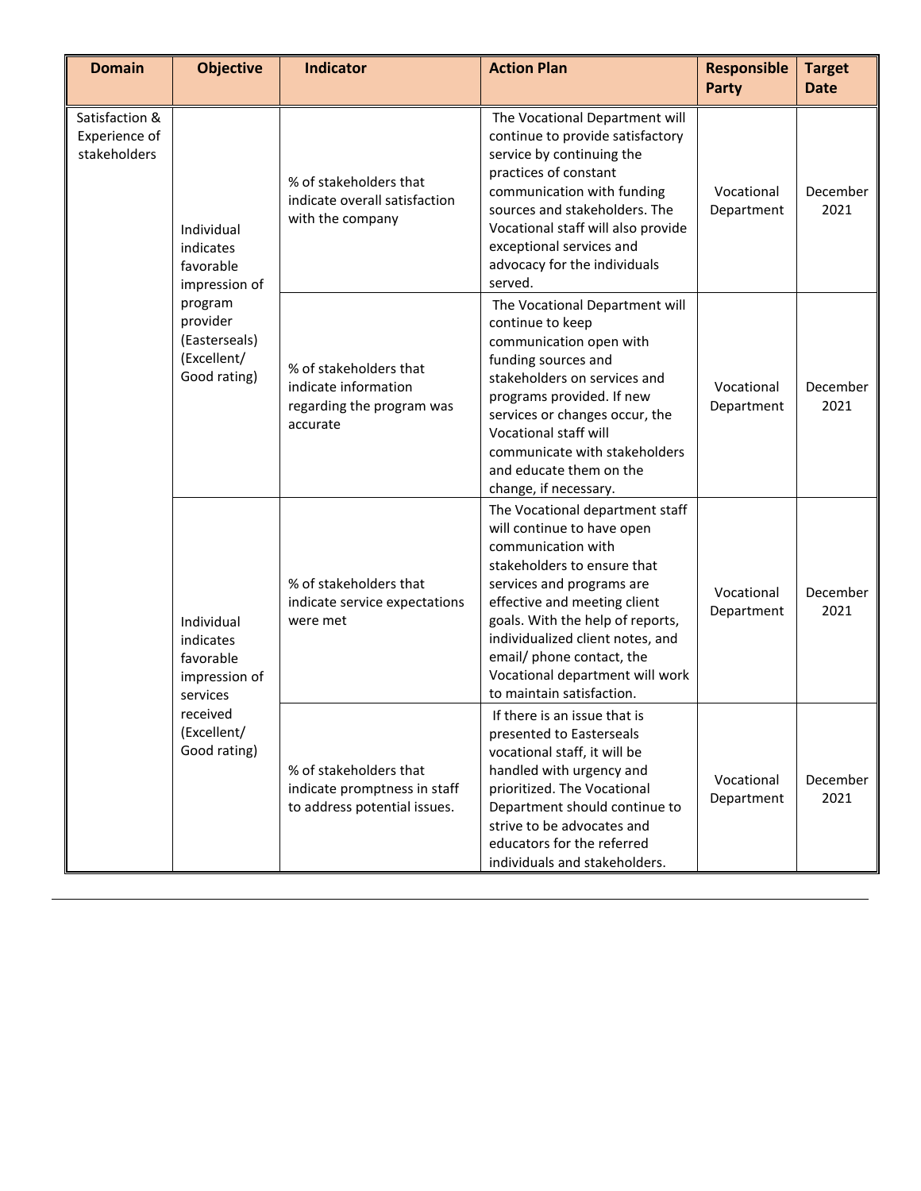| Domain | Objective | Indicator | Action Plan | Responsible Party | Target Date |
| --- | --- | --- | --- | --- | --- |
| Satisfaction & Experience of stakeholders | Individual indicates favorable impression of program provider (Easterseals) (Excellent/ Good rating) | % of stakeholders that indicate overall satisfaction with the company | The Vocational Department will continue to provide satisfactory service by continuing the practices of constant communication with funding sources and stakeholders. The Vocational staff will also provide exceptional services and advocacy for the individuals served. | Vocational Department | December 2021 |
| | | % of stakeholders that indicate information regarding the program was accurate | The Vocational Department will continue to keep communication open with funding sources and stakeholders on services and programs provided. If new services or changes occur, the Vocational staff will communicate with stakeholders and educate them on the change, if necessary. | Vocational Department | December 2021 |
| | Individual indicates favorable impression of services received (Excellent/ Good rating) | % of stakeholders that indicate service expectations were met | The Vocational department staff will continue to have open communication with stakeholders to ensure that services and programs are effective and meeting client goals. With the help of reports, individualized client notes, and email/ phone contact, the Vocational department will work to maintain satisfaction. | Vocational Department | December 2021 |
| | | % of stakeholders that indicate promptness in staff to address potential issues. | If there is an issue that is presented to Easterseals vocational staff, it will be handled with urgency and prioritized. The Vocational Department should continue to strive to be advocates and educators for the referred individuals and stakeholders. | Vocational Department | December 2021 |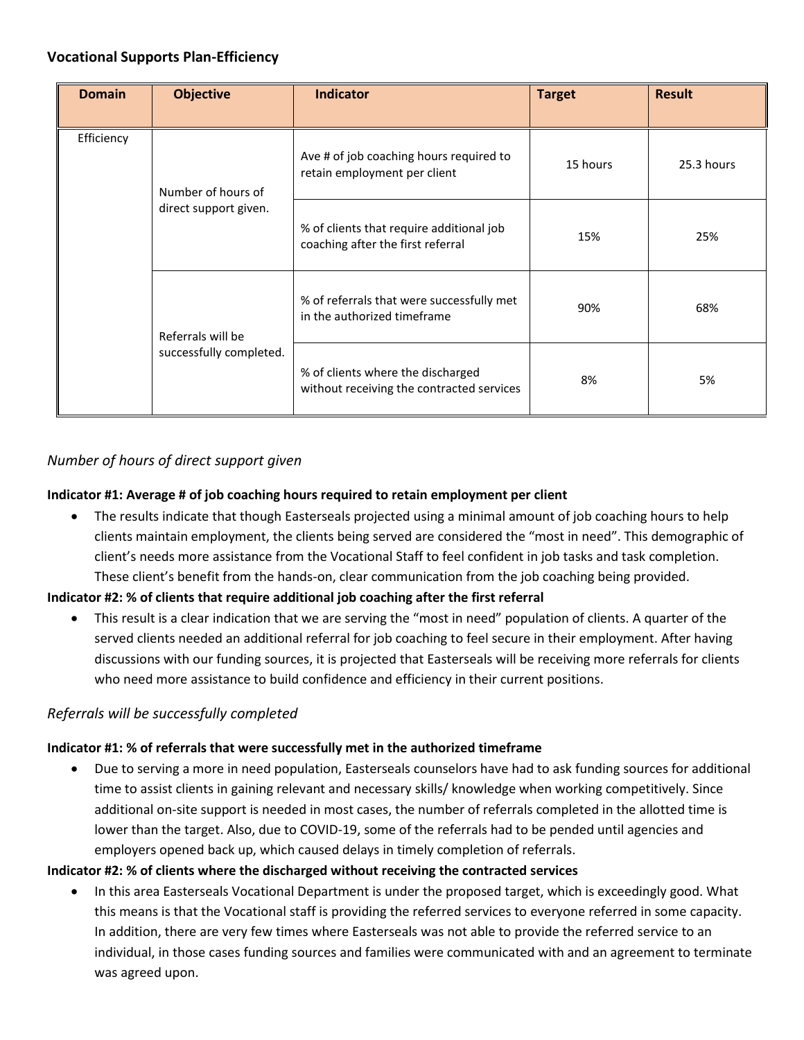**Vocational Supports Plan-Efficiency**

| Domain | Objective | Indicator | Target | Result |
|---|---|---|---|---|
| Efficiency | Number of hours of direct support given. | Ave # of job coaching hours required to retain employment per client | 15 hours | 25.3 hours |
| | | % of clients that require additional job coaching after the first referral | 15% | 25% |
| | Referrals will be successfully completed. | % of referrals that were successfully met in the authorized timeframe | 90% | 68% |
| | | % of clients where the discharged without receiving the contracted services | 8% | 5% |

*Number of hours of direct support given*

**Indicator #1: Average # of job coaching hours required to retain employment per client**

- The results indicate that though Easterseals projected using a minimal amount of job coaching hours to help clients maintain employment, the clients being served are considered the "most in need". This demographic of client's needs more assistance from the Vocational Staff to feel confident in job tasks and task completion. These client's benefit from the hands-on, clear communication from the job coaching being provided.

**Indicator #2: % of clients that require additional job coaching after the first referral**

- This result is a clear indication that we are serving the "most in need" population of clients. A quarter of the served clients needed an additional referral for job coaching to feel secure in their employment. After having discussions with our funding sources, it is projected that Easterseals will be receiving more referrals for clients who need more assistance to build confidence and efficiency in their current positions.

*Referrals will be successfully completed*

**Indicator #1: % of referrals that were successfully met in the authorized timeframe**

- Due to serving a more in need population, Easterseals counselors have had to ask funding sources for additional time to assist clients in gaining relevant and necessary skills/ knowledge when working competitively. Since additional on-site support is needed in most cases, the number of referrals completed in the allotted time is lower than the target. Also, due to COVID-19, some of the referrals had to be pended until agencies and employers opened back up, which caused delays in timely completion of referrals.

**Indicator #2: % of clients where the discharged without receiving the contracted services**

- In this area Easterseals Vocational Department is under the proposed target, which is exceedingly good. What this means is that the Vocational staff is providing the referred services to everyone referred in some capacity. In addition, there are very few times where Easterseals was not able to provide the referred service to an individual, in those cases funding sources and families were communicated with and an agreement to terminate was agreed upon.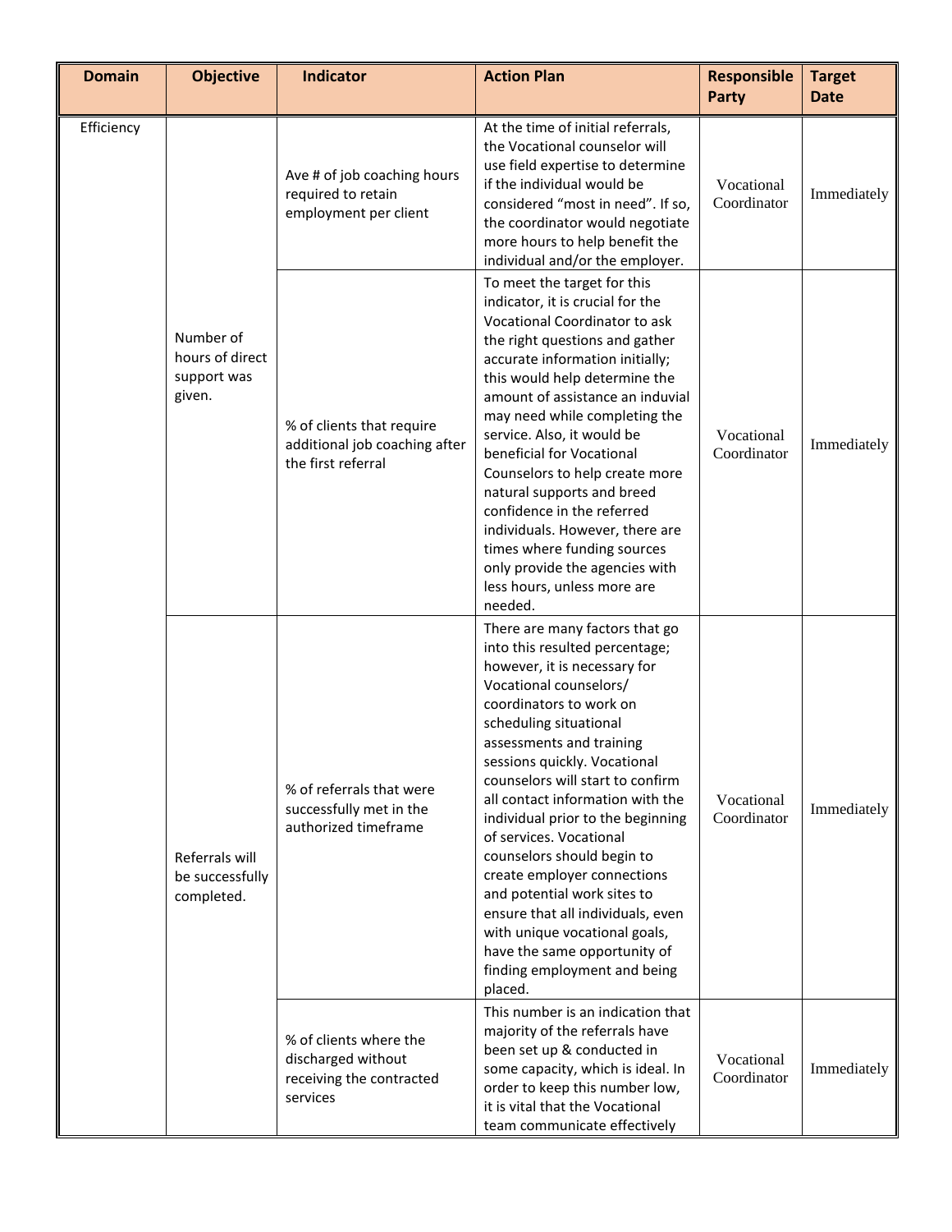| Domain | Objective | Indicator | Action Plan | Responsible Party | Target Date |
|---|---|---|---|---|---|
| Efficiency | Number of hours of direct support was given. | Ave # of job coaching hours required to retain employment per client | At the time of initial referrals, the Vocational counselor will use field expertise to determine if the individual would be considered "most in need". If so, the coordinator would negotiate more hours to help benefit the individual and/or the employer. | Vocational Coordinator | Immediately |
| | | % of clients that require additional job coaching after the first referral | To meet the target for this indicator, it is crucial for the Vocational Coordinator to ask the right questions and gather accurate information initially; this would help determine the amount of assistance an induvial may need while completing the service. Also, it would be beneficial for Vocational Counselors to help create more natural supports and breed confidence in the referred individuals. However, there are times where funding sources only provide the agencies with less hours, unless more are needed. | Vocational Coordinator | Immediately |
| | Referrals will be successfully completed. | % of referrals that were successfully met in the authorized timeframe | There are many factors that go into this resulted percentage; however, it is necessary for Vocational counselors/ coordinators to work on scheduling situational assessments and training sessions quickly. Vocational counselors will start to confirm all contact information with the individual prior to the beginning of services. Vocational counselors should begin to create employer connections and potential work sites to ensure that all individuals, even with unique vocational goals, have the same opportunity of finding employment and being placed. | Vocational Coordinator | Immediately |
| | | % of clients where the discharged without receiving the contracted services | This number is an indication that majority of the referrals have been set up & conducted in some capacity, which is ideal. In order to keep this number low, it is vital that the Vocational team communicate effectively | Vocational Coordinator | Immediately |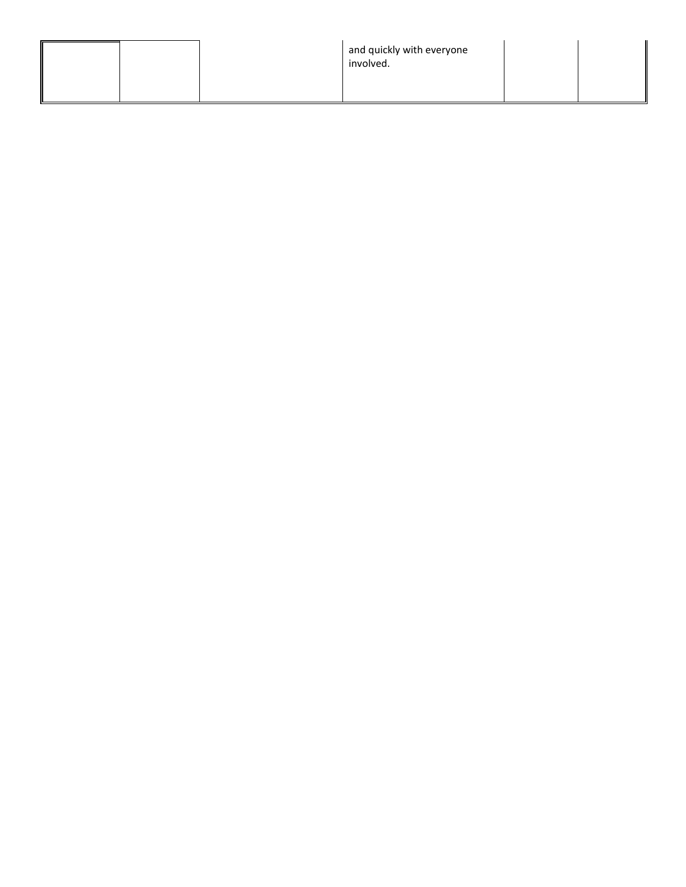|  |  |  | and quickly with everyone involved. |  |  |
|---|---|---|---|---|---|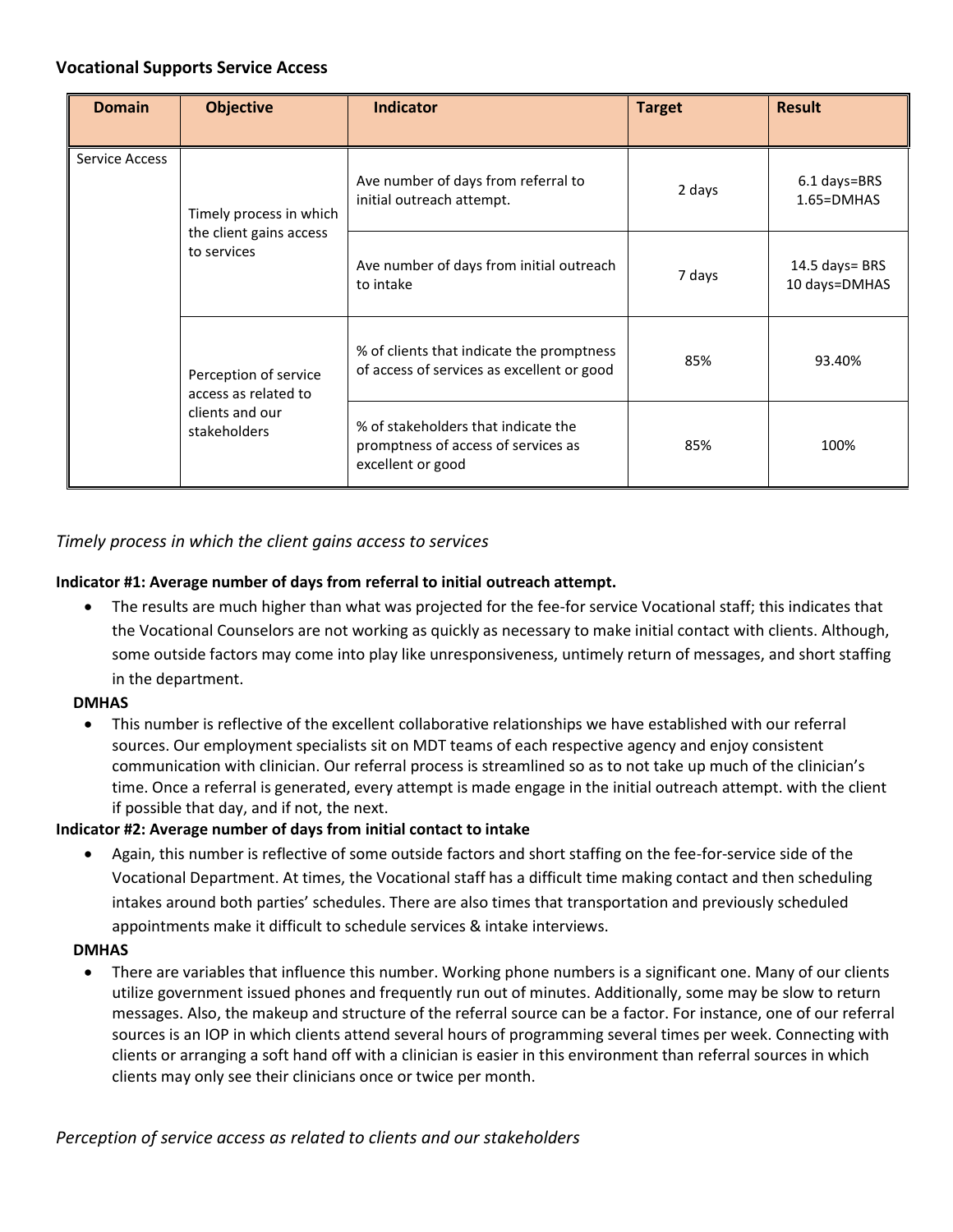**Vocational Supports Service Access**

| Domain | Objective | Indicator | Target | Result |
|---|---|---|---|---|
| Service Access | Timely process in which the client gains access to services | Ave number of days from referral to initial outreach attempt. | 2 days | 6.1 days=BRS<br>1.65=DMHAS |
| | | Ave number of days from initial outreach to intake | 7 days | 14.5 days= BRS<br>10 days=DMHAS |
| | Perception of service access as related to clients and our stakeholders | % of clients that indicate the promptness of access of services as excellent or good | 85% | 93.40% |
| | | % of stakeholders that indicate the promptness of access of services as excellent or good | 85% | 100% |

*Timely process in which the client gains access to services*

**Indicator #1: Average number of days from referral to initial outreach attempt.**

- The results are much higher than what was projected for the fee-for service Vocational staff; this indicates that the Vocational Counselors are not working as quickly as necessary to make initial contact with clients. Although, some outside factors may come into play like unresponsiveness, untimely return of messages, and short staffing in the department.

**DMHAS**

- This number is reflective of the excellent collaborative relationships we have established with our referral sources. Our employment specialists sit on MDT teams of each respective agency and enjoy consistent communication with clinician. Our referral process is streamlined so as to not take up much of the clinician's time. Once a referral is generated, every attempt is made engage in the initial outreach attempt. with the client if possible that day, and if not, the next.

**Indicator #2: Average number of days from initial contact to intake**

- Again, this number is reflective of some outside factors and short staffing on the fee-for-service side of the Vocational Department. At times, the Vocational staff has a difficult time making contact and then scheduling intakes around both parties' schedules. There are also times that transportation and previously scheduled appointments make it difficult to schedule services & intake interviews.

**DMHAS**

- There are variables that influence this number. Working phone numbers is a significant one. Many of our clients utilize government issued phones and frequently run out of minutes. Additionally, some may be slow to return messages. Also, the makeup and structure of the referral source can be a factor. For instance, one of our referral sources is an IOP in which clients attend several hours of programming several times per week. Connecting with clients or arranging a soft hand off with a clinician is easier in this environment than referral sources in which clients may only see their clinicians once or twice per month.

*Perception of service access as related to clients and our stakeholders*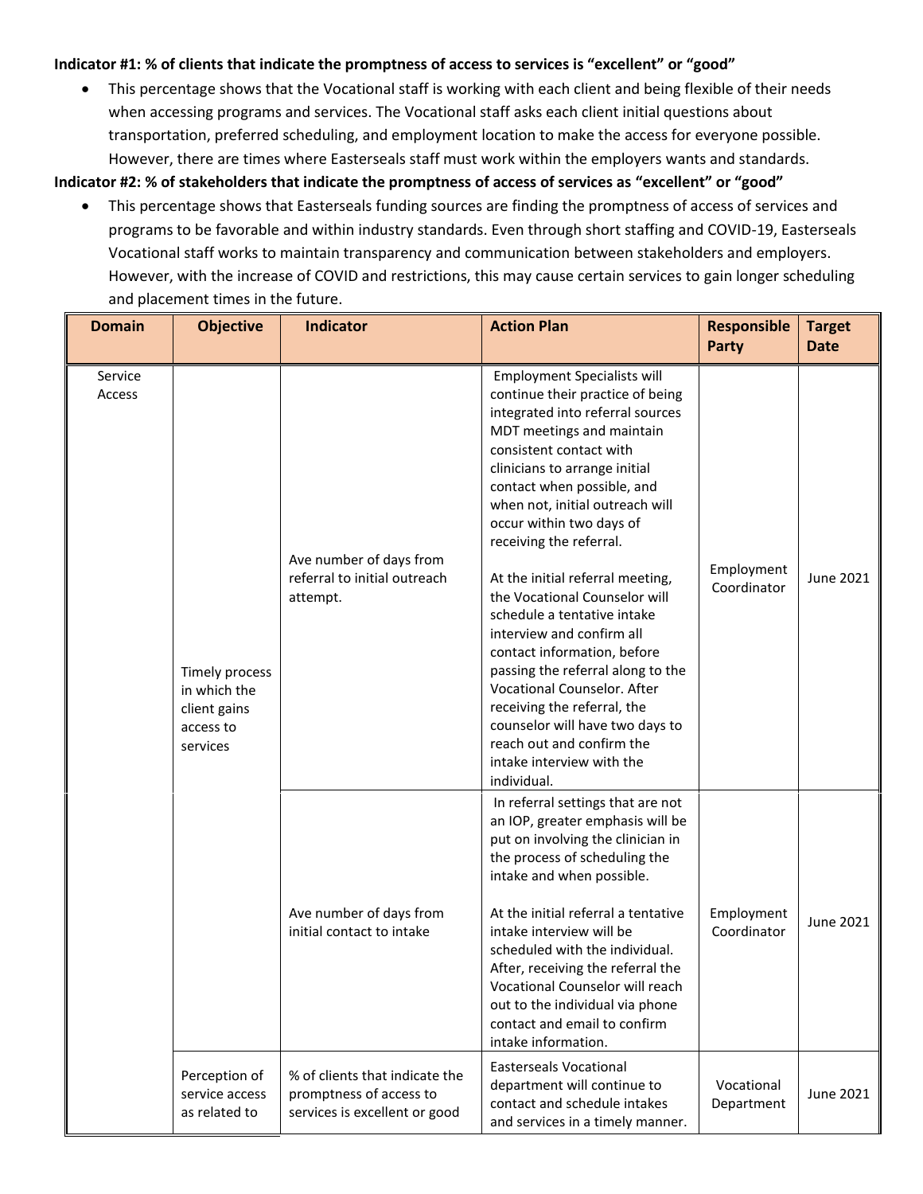**Indicator #1: % of clients that indicate the promptness of access to services is "excellent" or "good"**

- This percentage shows that the Vocational staff is working with each client and being flexible of their needs when accessing programs and services. The Vocational staff asks each client initial questions about transportation, preferred scheduling, and employment location to make the access for everyone possible. However, there are times where Easterseals staff must work within the employers wants and standards.

**Indicator #2: % of stakeholders that indicate the promptness of access of services as "excellent" or "good"**

- This percentage shows that Easterseals funding sources are finding the promptness of access of services and programs to be favorable and within industry standards. Even through short staffing and COVID-19, Easterseals Vocational staff works to maintain transparency and communication between stakeholders and employers. However, with the increase of COVID and restrictions, this may cause certain services to gain longer scheduling and placement times in the future.

| Domain | Objective | Indicator | Action Plan | Responsible Party | Target Date |
|---|---|---|---|---|---|
| Service Access | Timely process in which the client gains access to services | Ave number of days from referral to initial outreach attempt. | Employment Specialists will continue their practice of being integrated into referral sources MDT meetings and maintain consistent contact with clinicians to arrange initial contact when possible, and when not, initial outreach will occur within two days of receiving the referral.<br><br>At the initial referral meeting, the Vocational Counselor will schedule a tentative intake interview and confirm all contact information, before passing the referral along to the Vocational Counselor. After receiving the referral, the counselor will have two days to reach out and confirm the intake interview with the individual. | Employment Coordinator | June 2021 |
| | | Ave number of days from initial contact to intake | In referral settings that are not an IOP, greater emphasis will be put on involving the clinician in the process of scheduling the intake and when possible.<br><br>At the initial referral a tentative intake interview will be scheduled with the individual. After, receiving the referral the Vocational Counselor will reach out to the individual via phone contact and email to confirm intake information. | Employment Coordinator | June 2021 |
| | Perception of service access as related to | % of clients that indicate the promptness of access to services is excellent or good | Easterseals Vocational department will continue to contact and schedule intakes and services in a timely manner. | Vocational Department | June 2021 |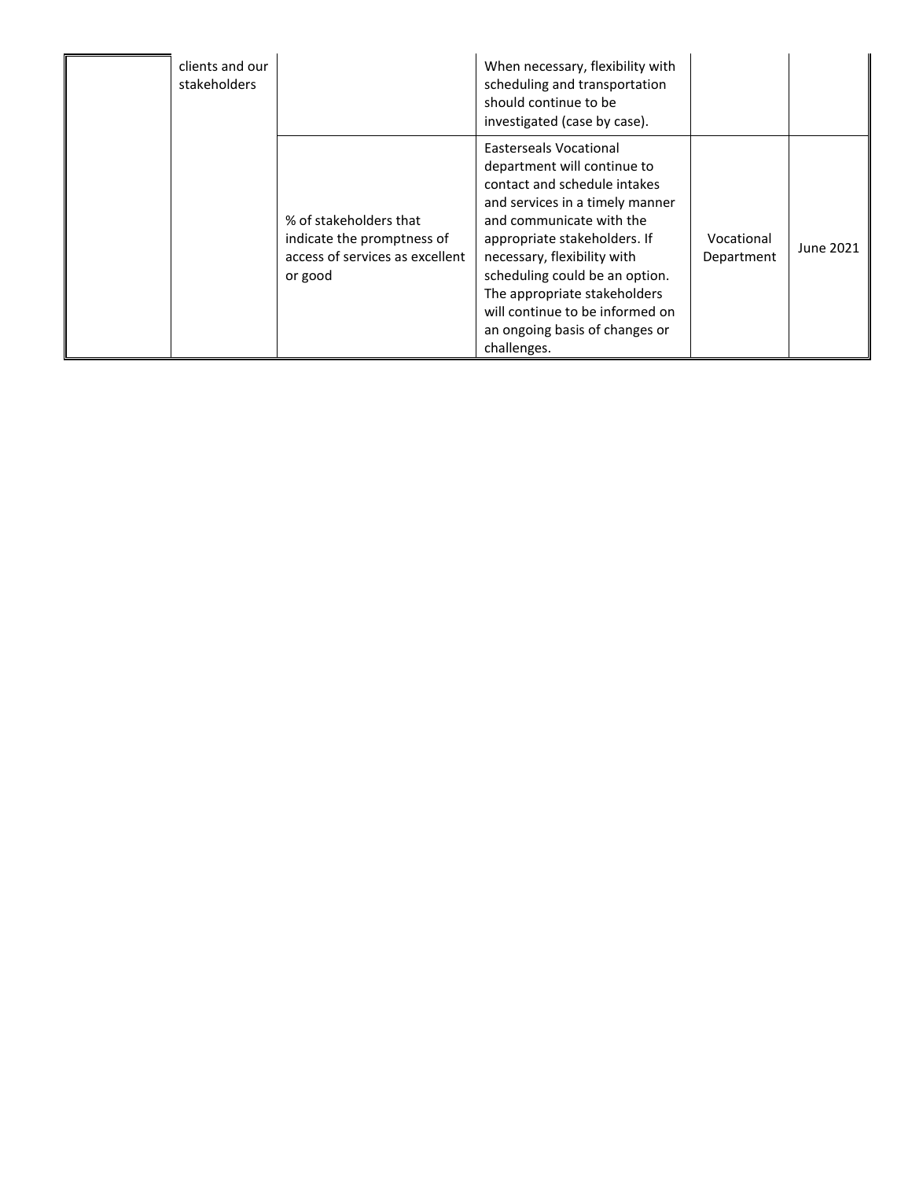| | | | | | |
|---|---|---|---|---|---|
| | clients and our stakeholders | | When necessary, flexibility with scheduling and transportation should continue to be investigated (case by case). | | |
| | | % of stakeholders that indicate the promptness of access of services as excellent or good | Easterseals Vocational department will continue to contact and schedule intakes and services in a timely manner and communicate with the appropriate stakeholders. If necessary, flexibility with scheduling could be an option. The appropriate stakeholders will continue to be informed on an ongoing basis of changes or challenges. | Vocational Department | June 2021 |